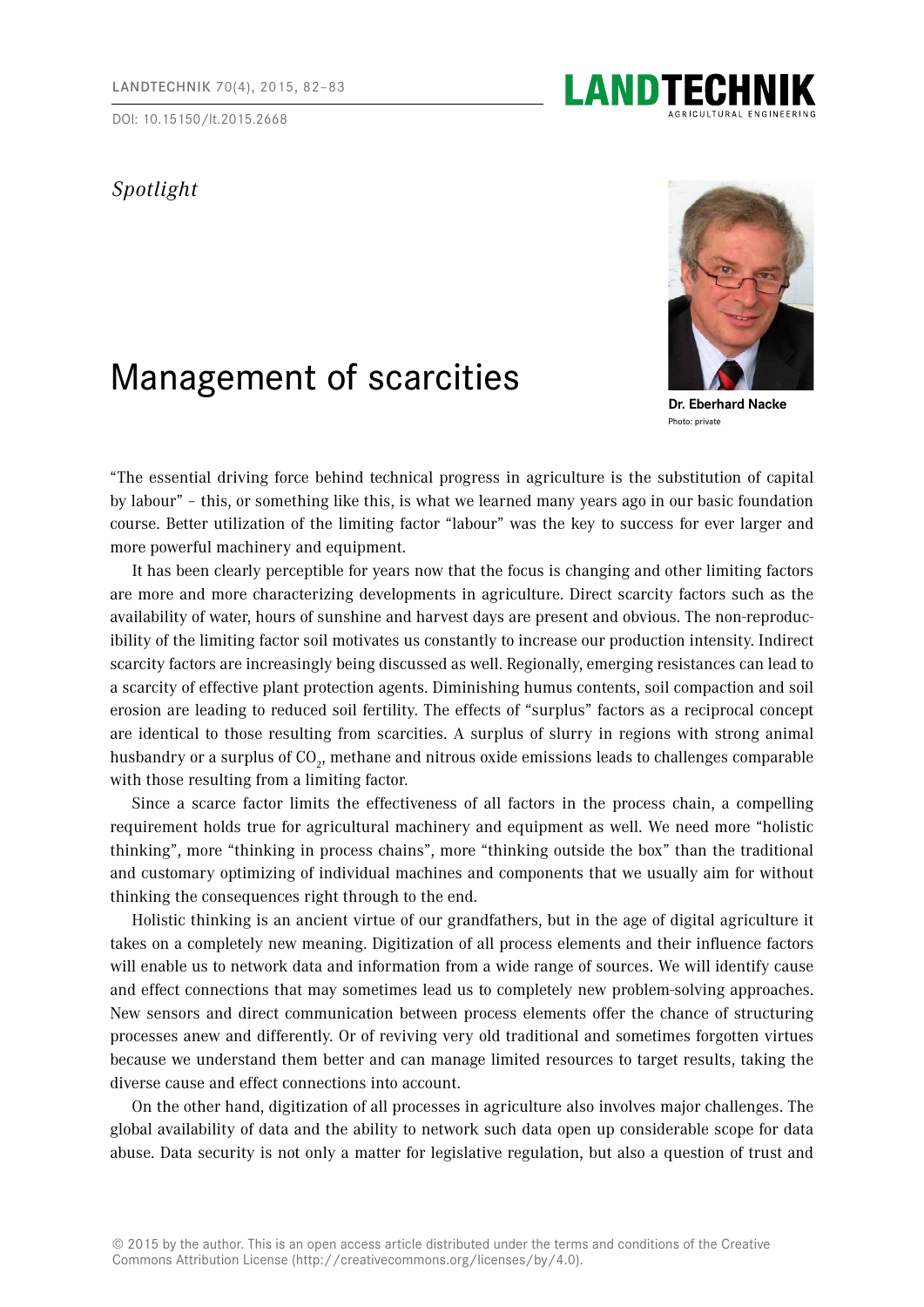*Spotlight*

# Management of scarcities

**Dr. Eberhard Nacke**

Photo: private

"The essential driving force behind technical progress in agriculture is the substitution of capital by labour" – this, or something like this, is what we learned many years ago in our basic foundation course. Better utilization of the limiting factor "labour" was the key to success for ever larger and more powerful machinery and equipment.

It has been clearly perceptible for years now that the focus is changing and other limiting factors are more and more characterizing developments in agriculture. Direct scarcity factors such as the availability of water, hours of sunshine and harvest days are present and obvious. The non-reproducibility of the limiting factor soil motivates us constantly to increase our production intensity. Indirect scarcity factors are increasingly being discussed as well. Regionally, emerging resistances can lead to a scarcity of effective plant protection agents. Diminishing humus contents, soil compaction and soil erosion are leading to reduced soil fertility. The effects of "surplus" factors as a reciprocal concept are identical to those resulting from scarcities. A surplus of slurry in regions with strong animal husbandry or a surplus of $CO_2$, methane and nitrous oxide emissions leads to challenges comparable with those resulting from a limiting factor.

Since a scarce factor limits the effectiveness of all factors in the process chain, a compelling requirement holds true for agricultural machinery and equipment as well. We need more "holistic thinking", more "thinking in process chains", more "thinking outside the box" than the traditional and customary optimizing of individual machines and components that we usually aim for without thinking the consequences right through to the end.

Holistic thinking is an ancient virtue of our grandfathers, but in the age of digital agriculture it takes on a completely new meaning. Digitization of all process elements and their influence factors will enable us to network data and information from a wide range of sources. We will identify cause and effect connections that may sometimes lead us to completely new problem-solving approaches. New sensors and direct communication between process elements offer the chance of structuring processes anew and differently. Or of reviving very old traditional and sometimes forgotten virtues because we understand them better and can manage limited resources to target results, taking the diverse cause and effect connections into account.

On the other hand, digitization of all processes in agriculture also involves major challenges. The global availability of data and the ability to network such data open up considerable scope for data abuse. Data security is not only a matter for legislative regulation, but also a question of trust and

© 2015 by the author. This is an open access article distributed under the terms and conditions of the Creative Commons Attribution License (http://creativecommons.org/licenses/by/4.0).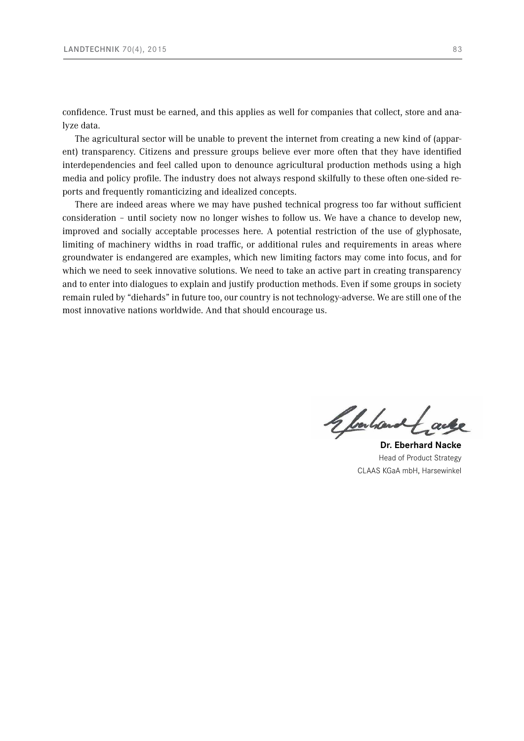confidence. Trust must be earned, and this applies as well for companies that collect, store and analyze data.

The agricultural sector will be unable to prevent the internet from creating a new kind of (apparent) transparency. Citizens and pressure groups believe ever more often that they have identified interdependencies and feel called upon to denounce agricultural production methods using a high media and policy profile. The industry does not always respond skilfully to these often one-sided reports and frequently romanticizing and idealized concepts.

There are indeed areas where we may have pushed technical progress too far without sufficient consideration – until society now no longer wishes to follow us. We have a chance to develop new, improved and socially acceptable processes here. A potential restriction of the use of glyphosate, limiting of machinery widths in road traffic, or additional rules and requirements in areas where groundwater is endangered are examples, which new limiting factors may come into focus, and for which we need to seek innovative solutions. We need to take an active part in creating transparency and to enter into dialogues to explain and justify production methods. Even if some groups in society remain ruled by "diehards" in future too, our country is not technology-adverse. We are still one of the most innovative nations worldwide. And that should encourage us.

**Dr. Eberhard Nacke**
Head of Product Strategy
CLAAS KGaA mbH, Harsewinkel